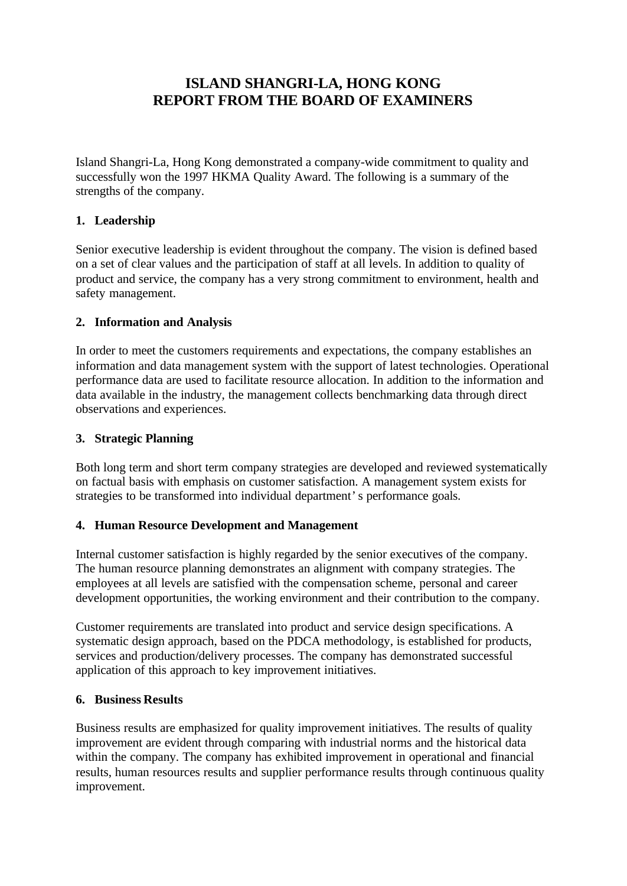# ISLAND SHANGRI-LA, HONG KONG
# REPORT FROM THE BOARD OF EXAMINERS

Island Shangri-La, Hong Kong demonstrated a company-wide commitment to quality and successfully won the 1997 HKMA Quality Award. The following is a summary of the strengths of the company.

## 1. Leadership

Senior executive leadership is evident throughout the company. The vision is defined based on a set of clear values and the participation of staff at all levels. In addition to quality of product and service, the company has a very strong commitment to environment, health and safety management.

## 2. Information and Analysis

In order to meet the customers requirements and expectations, the company establishes an information and data management system with the support of latest technologies. Operational performance data are used to facilitate resource allocation. In addition to the information and data available in the industry, the management collects benchmarking data through direct observations and experiences.

## 3. Strategic Planning

Both long term and short term company strategies are developed and reviewed systematically on factual basis with emphasis on customer satisfaction. A management system exists for strategies to be transformed into individual department's performance goals.

## 4. Human Resource Development and Management

Internal customer satisfaction is highly regarded by the senior executives of the company. The human resource planning demonstrates an alignment with company strategies. The employees at all levels are satisfied with the compensation scheme, personal and career development opportunities, the working environment and their contribution to the company.

Customer requirements are translated into product and service design specifications. A systematic design approach, based on the PDCA methodology, is established for products, services and production/delivery processes. The company has demonstrated successful application of this approach to key improvement initiatives.

## 6. Business Results

Business results are emphasized for quality improvement initiatives. The results of quality improvement are evident through comparing with industrial norms and the historical data within the company. The company has exhibited improvement in operational and financial results, human resources results and supplier performance results through continuous quality improvement.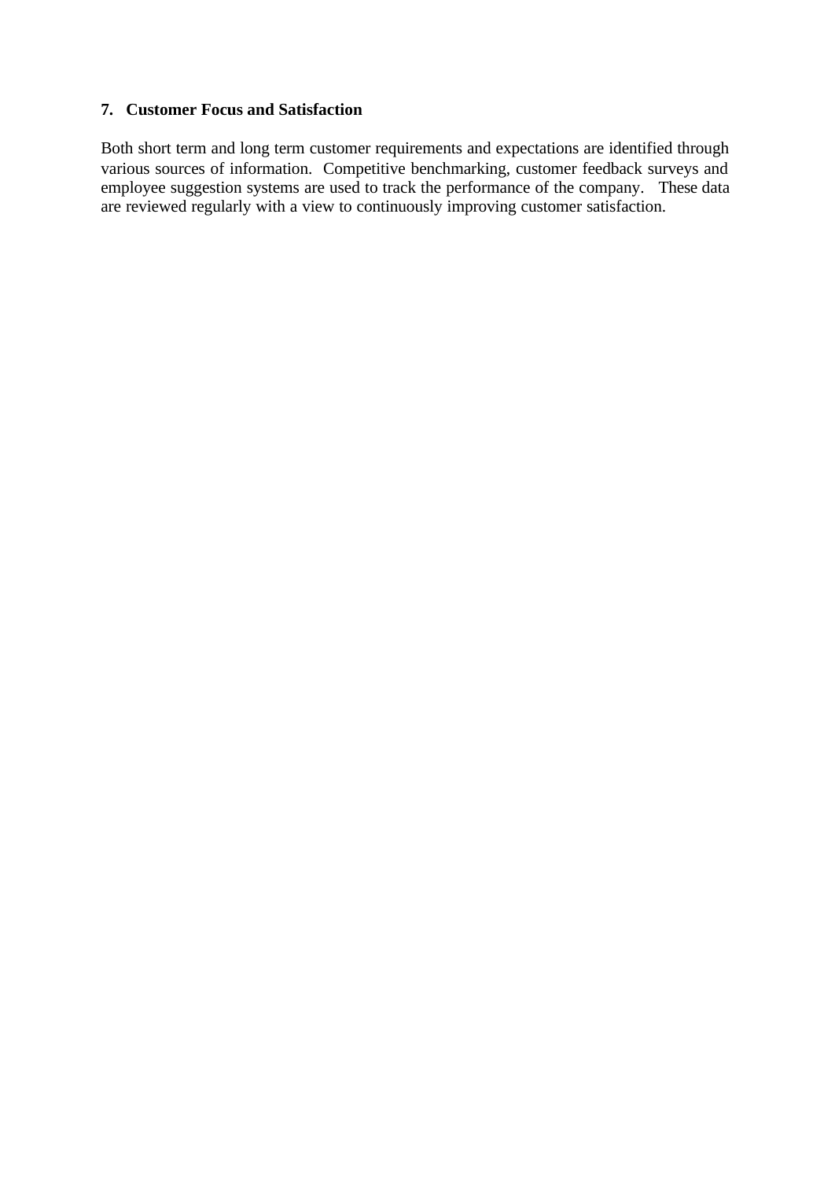**7. Customer Focus and Satisfaction**

Both short term and long term customer requirements and expectations are identified through various sources of information. Competitive benchmarking, customer feedback surveys and employee suggestion systems are used to track the performance of the company. These data are reviewed regularly with a view to continuously improving customer satisfaction.